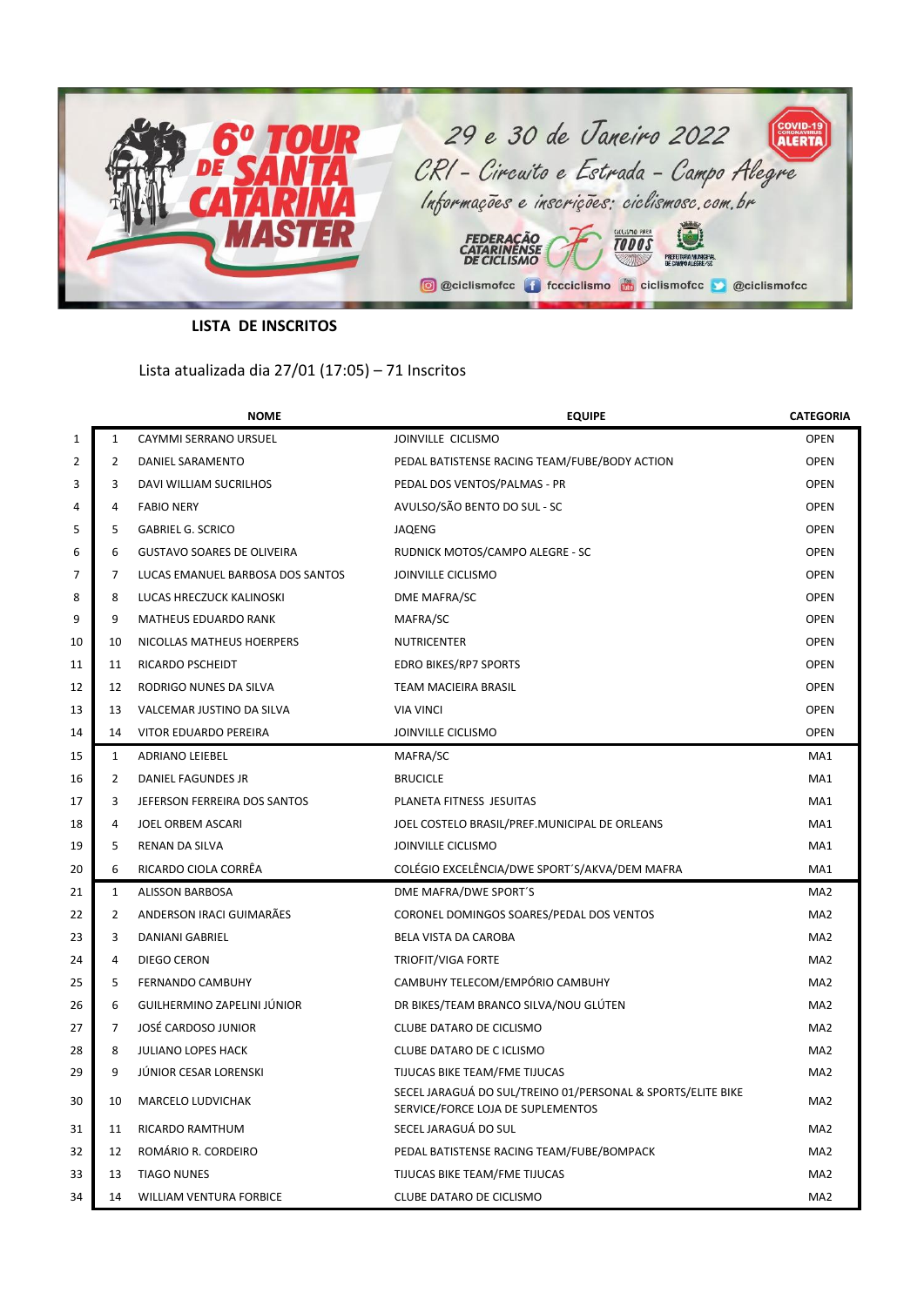6º TOUR DE SANTA CATARINA MASTER

29 e 30 de Janeiro 2022

CRI - Circuito e Estrada - Campo Alegre

Informações e inscrições: ciclismosc.com.br

COVID-19 CORONAVIRUS ALERTA

FEDERAÇÃO CATARINENSE DE CICLISMO

@ciclismofcc | fccciclismo | ciclismofcc | @ciclismofcc

## LISTA DE INSCRITOS

Lista atualizada dia 27/01 (17:05) – 71 Inscritos

| | | NOME | EQUIPE | CATEGORIA |
|---|---|---|---|---|
| 1 | 1 | CAYMMI SERRANO URSUEL | JOINVILLE CICLISMO | OPEN |
| 2 | 2 | DANIEL SARAMENTO | PEDAL BATISTENSE RACING TEAM/FUBE/BODY ACTION | OPEN |
| 3 | 3 | DAVI WILLIAM SUCRILHOS | PEDAL DOS VENTOS/PALMAS - PR | OPEN |
| 4 | 4 | FABIO NERY | AVULSO/SÃO BENTO DO SUL - SC | OPEN |
| 5 | 5 | GABRIEL G. SCRICO | JAQENG | OPEN |
| 6 | 6 | GUSTAVO SOARES DE OLIVEIRA | RUDNICK MOTOS/CAMPO ALEGRE - SC | OPEN |
| 7 | 7 | LUCAS EMANUEL BARBOSA DOS SANTOS | JOINVILLE CICLISMO | OPEN |
| 8 | 8 | LUCAS HRECZUCK KALINOSKI | DME MAFRA/SC | OPEN |
| 9 | 9 | MATHEUS EDUARDO RANK | MAFRA/SC | OPEN |
| 10 | 10 | NICOLLAS MATHEUS HOERPERS | NUTRICENTER | OPEN |
| 11 | 11 | RICARDO PSCHEIDT | EDRO BIKES/RP7 SPORTS | OPEN |
| 12 | 12 | RODRIGO NUNES DA SILVA | TEAM MACIEIRA BRASIL | OPEN |
| 13 | 13 | VALCEMAR JUSTINO DA SILVA | VIA VINCI | OPEN |
| 14 | 14 | VITOR EDUARDO PEREIRA | JOINVILLE CICLISMO | OPEN |
| 15 | 1 | ADRIANO LEIEBEL | MAFRA/SC | MA1 |
| 16 | 2 | DANIEL FAGUNDES JR | BRUCICLE | MA1 |
| 17 | 3 | JEFERSON FERREIRA DOS SANTOS | PLANETA FITNESS JESUITAS | MA1 |
| 18 | 4 | JOEL ORBEM ASCARI | JOEL COSTELO BRASIL/PREF.MUNICIPAL DE ORLEANS | MA1 |
| 19 | 5 | RENAN DA SILVA | JOINVILLE CICLISMO | MA1 |
| 20 | 6 | RICARDO CIOLA CORRÊA | COLÉGIO EXCELÊNCIA/DWE SPORT´S/AKVA/DEM MAFRA | MA1 |
| 21 | 1 | ALISSON BARBOSA | DME MAFRA/DWE SPORT´S | MA2 |
| 22 | 2 | ANDERSON IRACI GUIMARÃES | CORONEL DOMINGOS SOARES/PEDAL DOS VENTOS | MA2 |
| 23 | 3 | DANIANI GABRIEL | BELA VISTA DA CAROBA | MA2 |
| 24 | 4 | DIEGO CERON | TRIOFIT/VIGA FORTE | MA2 |
| 25 | 5 | FERNANDO CAMBUHY | CAMBUHY TELECOM/EMPÓRIO CAMBUHY | MA2 |
| 26 | 6 | GUILHERMINO ZAPELINI JÚNIOR | DR BIKES/TEAM BRANCO SILVA/NOU GLÚTEN | MA2 |
| 27 | 7 | JOSÉ CARDOSO JUNIOR | CLUBE DATARO DE CICLISMO | MA2 |
| 28 | 8 | JULIANO LOPES HACK | CLUBE DATARO DE C ICLISMO | MA2 |
| 29 | 9 | JÚNIOR CESAR LORENSKI | TIJUCAS BIKE TEAM/FME TIJUCAS | MA2 |
| 30 | 10 | MARCELO LUDVICHAK | SECEL JARAGUÁ DO SUL/TREINO 01/PERSONAL & SPORTS/ELITE BIKE SERVICE/FORCE LOJA DE SUPLEMENTOS | MA2 |
| 31 | 11 | RICARDO RAMTHUM | SECEL JARAGUÁ DO SUL | MA2 |
| 32 | 12 | ROMÁRIO R. CORDEIRO | PEDAL BATISTENSE RACING TEAM/FUBE/BOMPACK | MA2 |
| 33 | 13 | TIAGO NUNES | TIJUCAS BIKE TEAM/FME TIJUCAS | MA2 |
| 34 | 14 | WILLIAM VENTURA FORBICE | CLUBE DATARO DE CICLISMO | MA2 |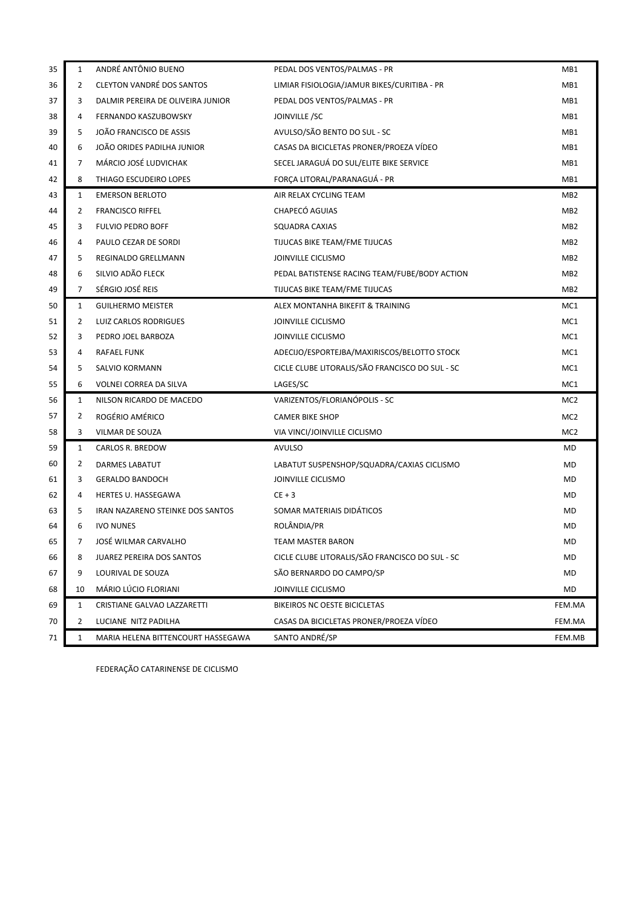| | | | | |
|---|---|---|---|---|
| 35 | 1 | ANDRÉ ANTÔNIO BUENO | PEDAL DOS VENTOS/PALMAS - PR | MB1 |
| 36 | 2 | CLEYTON VANDRÉ DOS SANTOS | LIMIAR FISIOLOGIA/JAMUR BIKES/CURITIBA - PR | MB1 |
| 37 | 3 | DALMIR PEREIRA DE OLIVEIRA JUNIOR | PEDAL DOS VENTOS/PALMAS - PR | MB1 |
| 38 | 4 | FERNANDO KASZUBOWSKY | JOINVILLE /SC | MB1 |
| 39 | 5 | JOÃO FRANCISCO DE ASSIS | AVULSO/SÃO BENTO DO SUL - SC | MB1 |
| 40 | 6 | JOÃO ORIDES PADILHA JUNIOR | CASAS DA BICICLETAS PRONER/PROEZA VÍDEO | MB1 |
| 41 | 7 | MÁRCIO JOSÉ LUDVICHAK | SECEL JARAGUÁ DO SUL/ELITE BIKE SERVICE | MB1 |
| 42 | 8 | THIAGO ESCUDEIRO LOPES | FORÇA LITORAL/PARANAGUÁ - PR | MB1 |
| 43 | 1 | EMERSON BERLOTO | AIR RELAX CYCLING TEAM | MB2 |
| 44 | 2 | FRANCISCO RIFFEL | CHAPECÓ AGUIAS | MB2 |
| 45 | 3 | FULVIO PEDRO BOFF | SQUADRA CAXIAS | MB2 |
| 46 | 4 | PAULO CEZAR DE SORDI | TIJUCAS BIKE TEAM/FME TIJUCAS | MB2 |
| 47 | 5 | REGINALDO GRELLMANN | JOINVILLE CICLISMO | MB2 |
| 48 | 6 | SILVIO ADÃO FLECK | PEDAL BATISTENSE RACING TEAM/FUBE/BODY ACTION | MB2 |
| 49 | 7 | SÉRGIO JOSÉ REIS | TIJUCAS BIKE TEAM/FME TIJUCAS | MB2 |
| 50 | 1 | GUILHERMO MEISTER | ALEX MONTANHA BIKEFIT & TRAINING | MC1 |
| 51 | 2 | LUIZ CARLOS RODRIGUES | JOINVILLE CICLISMO | MC1 |
| 52 | 3 | PEDRO JOEL BARBOZA | JOINVILLE CICLISMO | MC1 |
| 53 | 4 | RAFAEL FUNK | ADECIJO/ESPORTEJBA/MAXIRISCOS/BELOTTO STOCK | MC1 |
| 54 | 5 | SALVIO KORMANN | CICLE CLUBE LITORALIS/SÃO FRANCISCO DO SUL - SC | MC1 |
| 55 | 6 | VOLNEI CORREA DA SILVA | LAGES/SC | MC1 |
| 56 | 1 | NILSON RICARDO DE MACEDO | VARIZENTOS/FLORIANÓPOLIS - SC | MC2 |
| 57 | 2 | ROGÉRIO AMÉRICO | CAMER BIKE SHOP | MC2 |
| 58 | 3 | VILMAR DE SOUZA | VIA VINCI/JOINVILLE CICLISMO | MC2 |
| 59 | 1 | CARLOS R. BREDOW | AVULSO | MD |
| 60 | 2 | DARMES LABATUT | LABATUT SUSPENSHOP/SQUADRA/CAXIAS CICLISMO | MD |
| 61 | 3 | GERALDO BANDOCH | JOINVILLE CICLISMO | MD |
| 62 | 4 | HERTES U. HASSEGAWA | CE + 3 | MD |
| 63 | 5 | IRAN NAZARENO STEINKE DOS SANTOS | SOMAR MATERIAIS DIDÁTICOS | MD |
| 64 | 6 | IVO NUNES | ROLÂNDIA/PR | MD |
| 65 | 7 | JOSÉ WILMAR CARVALHO | TEAM MASTER BARON | MD |
| 66 | 8 | JUAREZ PEREIRA DOS SANTOS | CICLE CLUBE LITORALIS/SÃO FRANCISCO DO SUL - SC | MD |
| 67 | 9 | LOURIVAL DE SOUZA | SÃO BERNARDO DO CAMPO/SP | MD |
| 68 | 10 | MÁRIO LÚCIO FLORIANI | JOINVILLE CICLISMO | MD |
| 69 | 1 | CRISTIANE GALVAO LAZZARETTI | BIKEIROS NC OESTE BICICLETAS | FEM.MA |
| 70 | 2 | LUCIANE NITZ PADILHA | CASAS DA BICICLETAS PRONER/PROEZA VÍDEO | FEM.MA |
| 71 | 1 | MARIA HELENA BITTENCOURT HASSEGAWA | SANTO ANDRÉ/SP | FEM.MB |

FEDERAÇÃO CATARINENSE DE CICLISMO